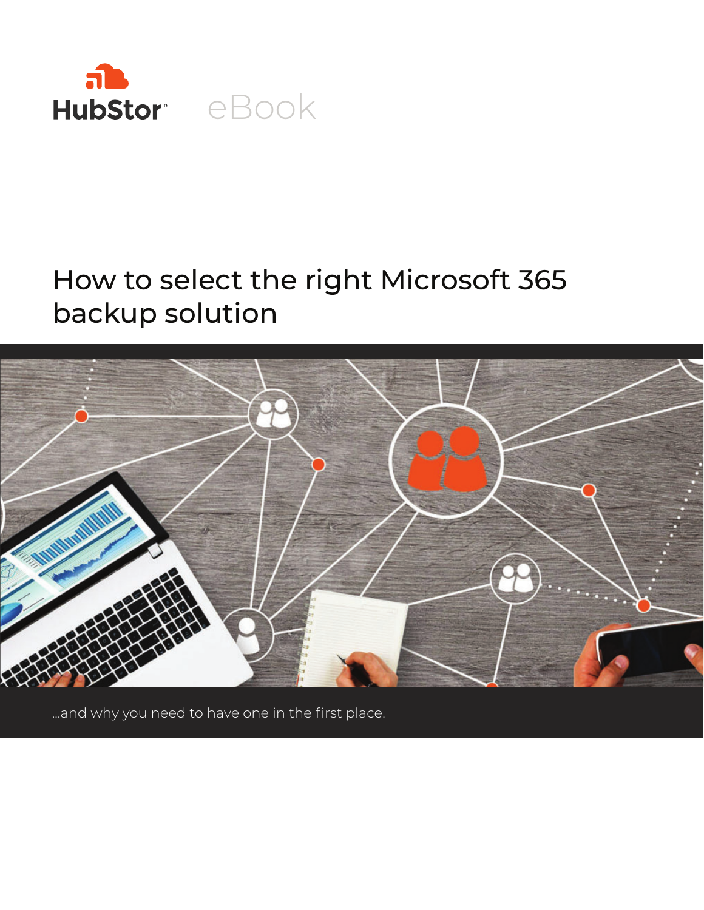HubStor™ | eBook

# How to select the right Microsoft 365 backup solution

...and why you need to have one in the first place.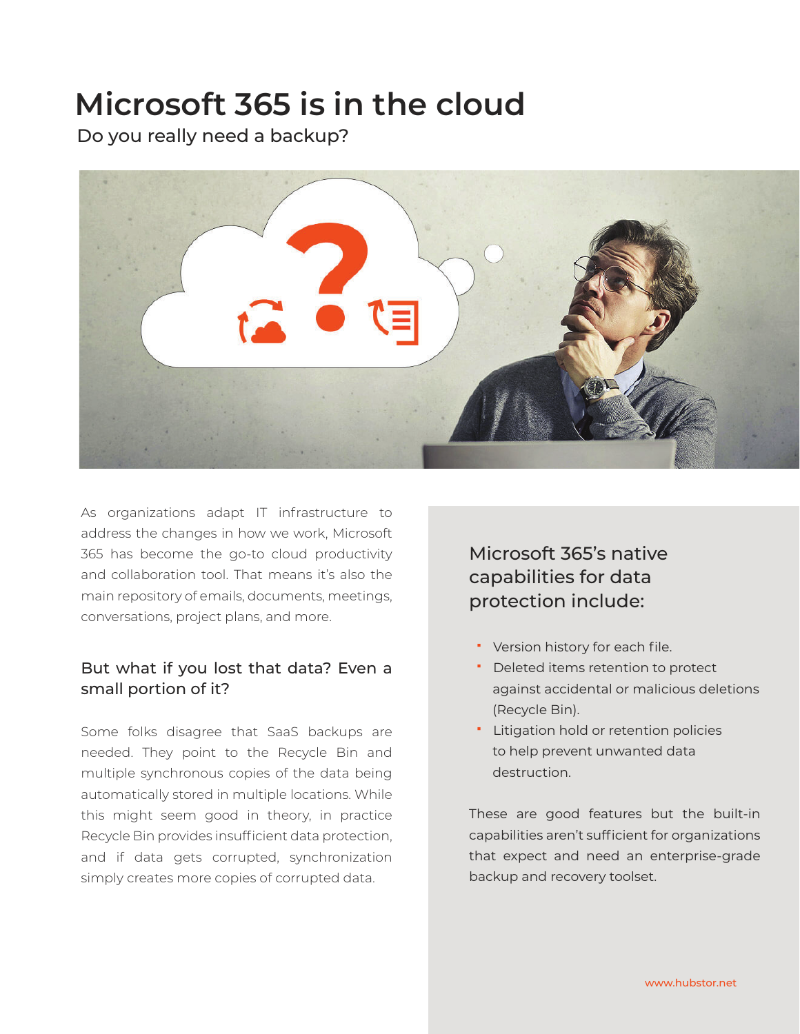# Microsoft 365 is in the cloud

Do you really need a backup?

As organizations adapt IT infrastructure to address the changes in how we work, Microsoft 365 has become the go-to cloud productivity and collaboration tool. That means it's also the main repository of emails, documents, meetings, conversations, project plans, and more.

### But what if you lost that data? Even a small portion of it?

Some folks disagree that SaaS backups are needed. They point to the Recycle Bin and multiple synchronous copies of the data being automatically stored in multiple locations. While this might seem good in theory, in practice Recycle Bin provides insufficient data protection, and if data gets corrupted, synchronization simply creates more copies of corrupted data.

### Microsoft 365's native capabilities for data protection include:

- Version history for each file.
- Deleted items retention to protect against accidental or malicious deletions (Recycle Bin).
- Litigation hold or retention policies to help prevent unwanted data destruction.

These are good features but the built-in capabilities aren't sufficient for organizations that expect and need an enterprise-grade backup and recovery toolset.

www.hubstor.net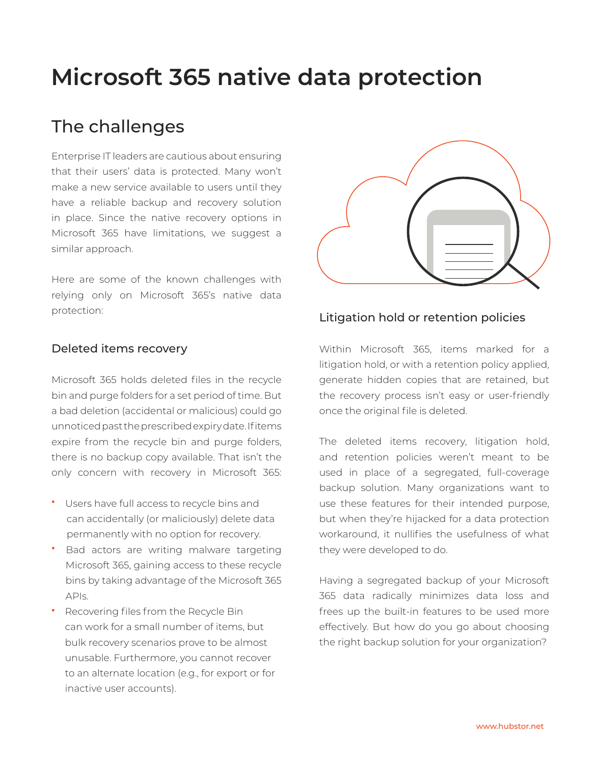# Microsoft 365 native data protection

## The challenges

Enterprise IT leaders are cautious about ensuring that their users' data is protected. Many won't make a new service available to users until they have a reliable backup and recovery solution in place. Since the native recovery options in Microsoft 365 have limitations, we suggest a similar approach.

Here are some of the known challenges with relying only on Microsoft 365's native data protection:

### Deleted items recovery

Microsoft 365 holds deleted files in the recycle bin and purge folders for a set period of time. But a bad deletion (accidental or malicious) could go unnoticed past the prescribed expiry date. If items expire from the recycle bin and purge folders, there is no backup copy available. That isn't the only concern with recovery in Microsoft 365:

- Users have full access to recycle bins and can accidentally (or maliciously) delete data permanently with no option for recovery.
- Bad actors are writing malware targeting Microsoft 365, gaining access to these recycle bins by taking advantage of the Microsoft 365 APIs.
- Recovering files from the Recycle Bin can work for a small number of items, but bulk recovery scenarios prove to be almost unusable. Furthermore, you cannot recover to an alternate location (e.g., for export or for inactive user accounts).

### Litigation hold or retention policies

Within Microsoft 365, items marked for a litigation hold, or with a retention policy applied, generate hidden copies that are retained, but the recovery process isn't easy or user-friendly once the original file is deleted.

The deleted items recovery, litigation hold, and retention policies weren't meant to be used in place of a segregated, full-coverage backup solution. Many organizations want to use these features for their intended purpose, but when they're hijacked for a data protection workaround, it nullifies the usefulness of what they were developed to do.

Having a segregated backup of your Microsoft 365 data radically minimizes data loss and frees up the built-in features to be used more effectively. But how do you go about choosing the right backup solution for your organization?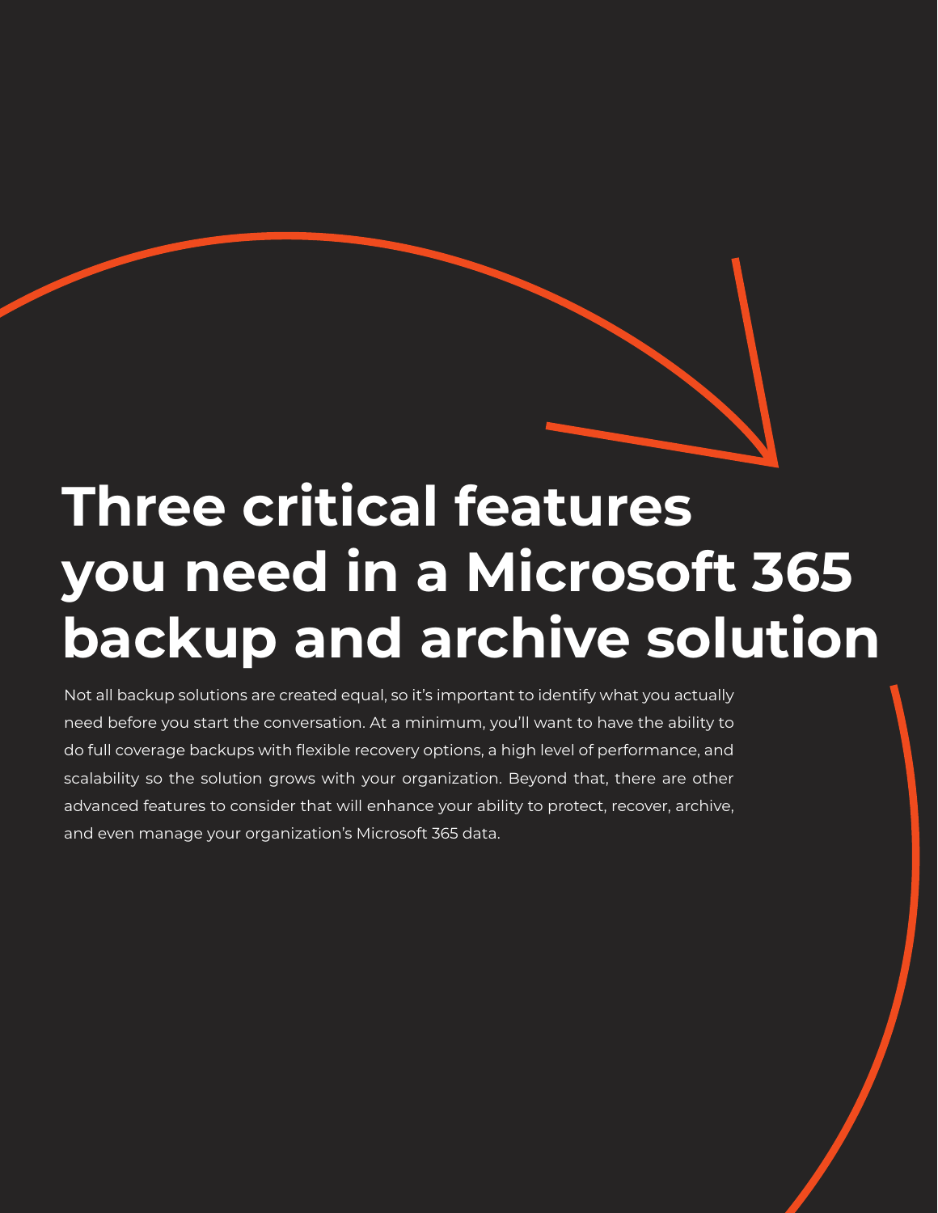# Three critical features you need in a Microsoft 365 backup and archive solution

Not all backup solutions are created equal, so it's important to identify what you actually need before you start the conversation. At a minimum, you'll want to have the ability to do full coverage backups with flexible recovery options, a high level of performance, and scalability so the solution grows with your organization. Beyond that, there are other advanced features to consider that will enhance your ability to protect, recover, archive, and even manage your organization's Microsoft 365 data.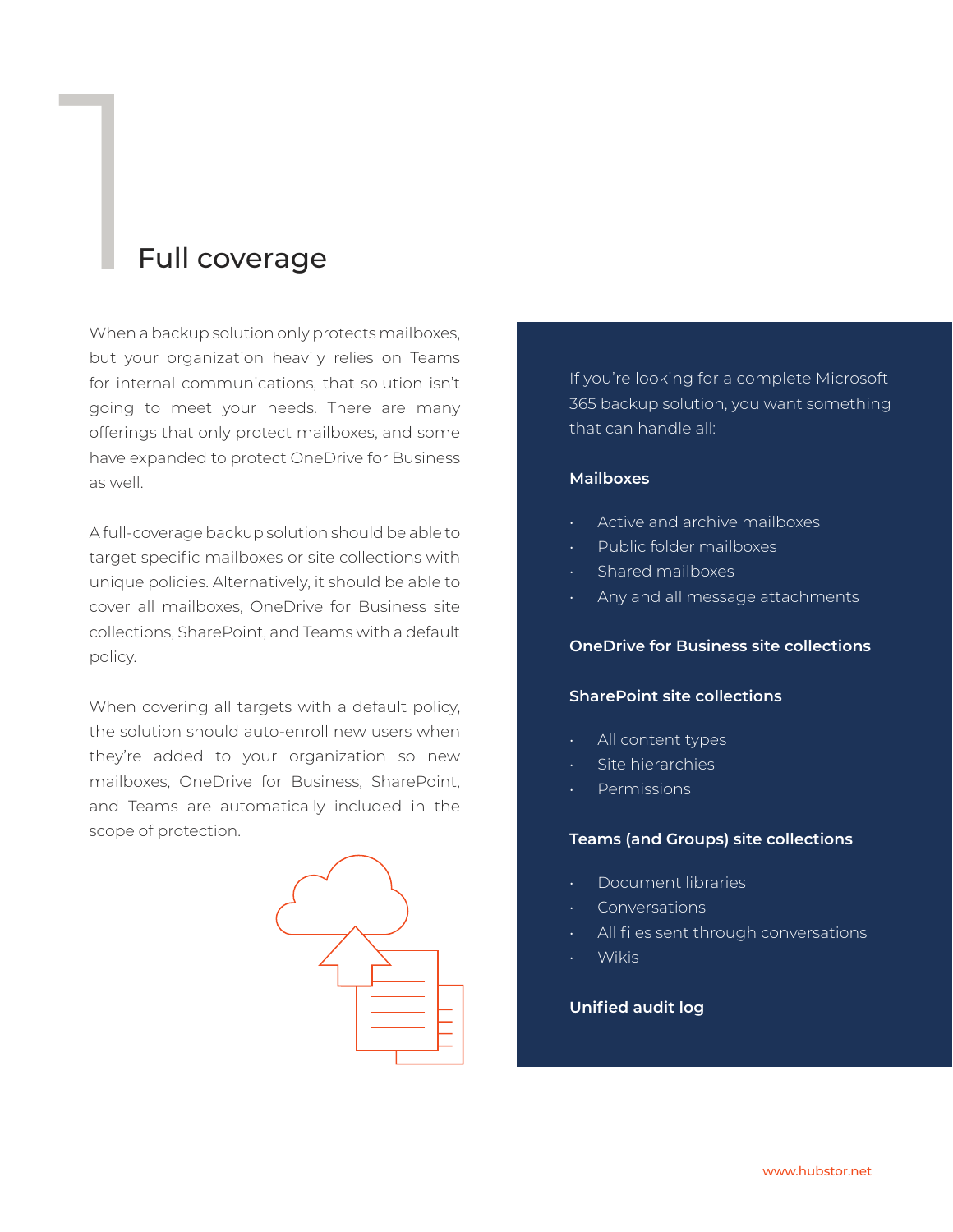# Full coverage

When a backup solution only protects mailboxes, but your organization heavily relies on Teams for internal communications, that solution isn't going to meet your needs. There are many offerings that only protect mailboxes, and some have expanded to protect OneDrive for Business as well.

A full-coverage backup solution should be able to target specific mailboxes or site collections with unique policies. Alternatively, it should be able to cover all mailboxes, OneDrive for Business site collections, SharePoint, and Teams with a default policy.

When covering all targets with a default policy, the solution should auto-enroll new users when they're added to your organization so new mailboxes, OneDrive for Business, SharePoint, and Teams are automatically included in the scope of protection.

If you're looking for a complete Microsoft 365 backup solution, you want something that can handle all:

**Mailboxes**

- Active and archive mailboxes
- Public folder mailboxes
- Shared mailboxes
- Any and all message attachments

**OneDrive for Business site collections**

**SharePoint site collections**

- All content types
- Site hierarchies
- Permissions

**Teams (and Groups) site collections**

- Document libraries
- Conversations
- All files sent through conversations
- Wikis

**Unified audit log**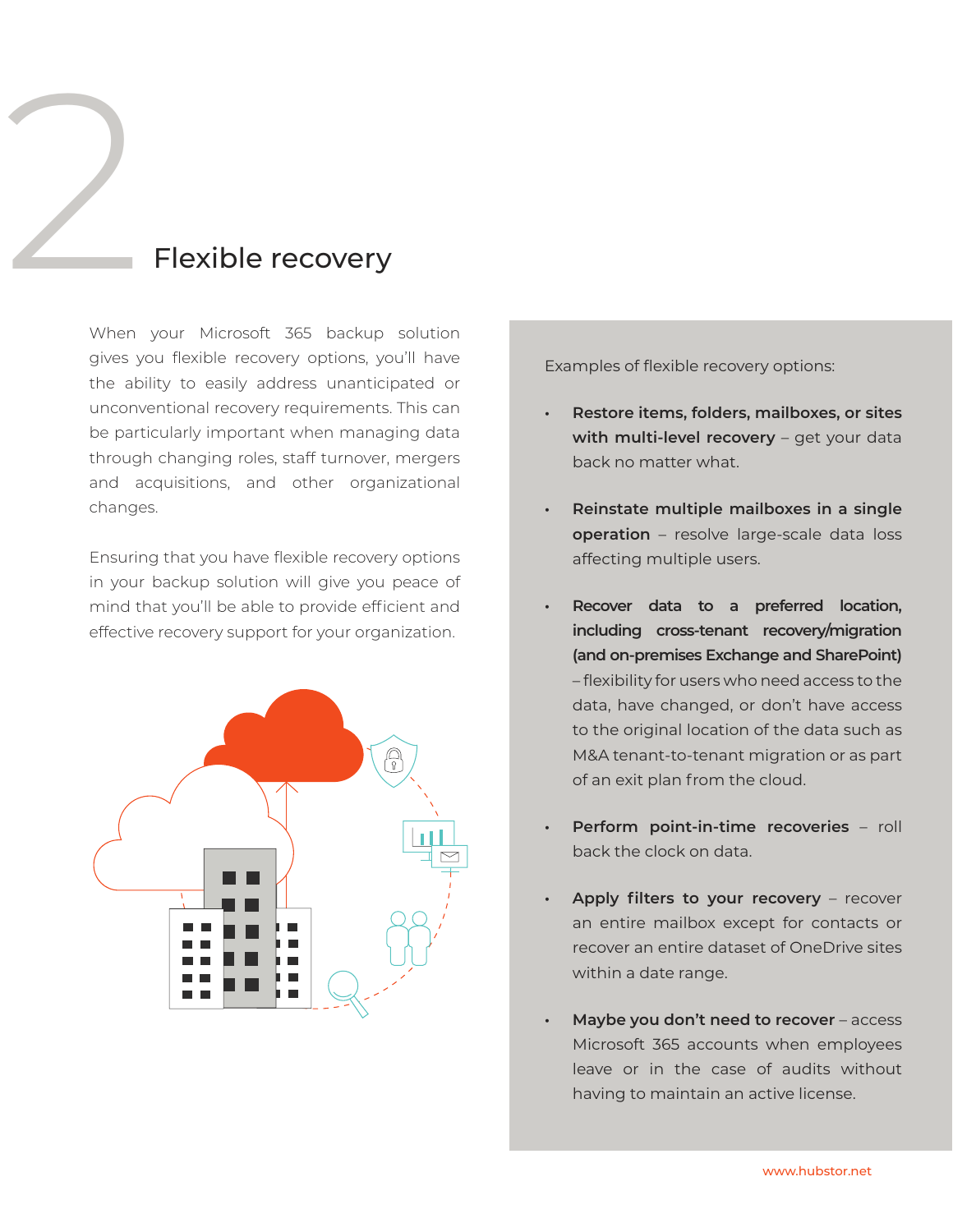# 2 Flexible recovery

When your Microsoft 365 backup solution gives you flexible recovery options, you'll have the ability to easily address unanticipated or unconventional recovery requirements. This can be particularly important when managing data through changing roles, staff turnover, mergers and acquisitions, and other organizational changes.

Ensuring that you have flexible recovery options in your backup solution will give you peace of mind that you'll be able to provide efficient and effective recovery support for your organization.

Examples of flexible recovery options:

- **Restore items, folders, mailboxes, or sites with multi-level recovery** – get your data back no matter what.
- **Reinstate multiple mailboxes in a single operation** – resolve large-scale data loss affecting multiple users.
- **Recover data to a preferred location, including cross-tenant recovery/migration (and on-premises Exchange and SharePoint)** – flexibility for users who need access to the data, have changed, or don't have access to the original location of the data such as M&A tenant-to-tenant migration or as part of an exit plan from the cloud.
- **Perform point-in-time recoveries** – roll back the clock on data.
- **Apply filters to your recovery** – recover an entire mailbox except for contacts or recover an entire dataset of OneDrive sites within a date range.
- **Maybe you don't need to recover** – access Microsoft 365 accounts when employees leave or in the case of audits without having to maintain an active license.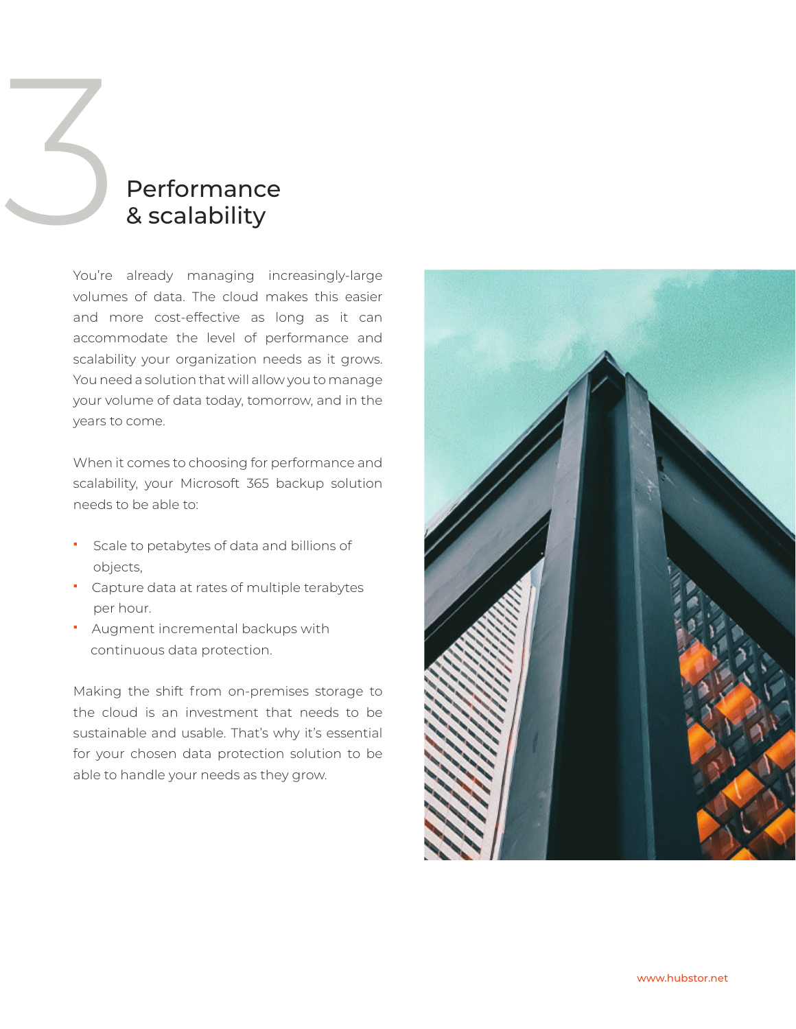# 3 Performance & scalability

You're already managing increasingly-large volumes of data. The cloud makes this easier and more cost-effective as long as it can accommodate the level of performance and scalability your organization needs as it grows. You need a solution that will allow you to manage your volume of data today, tomorrow, and in the years to come.

When it comes to choosing for performance and scalability, your Microsoft 365 backup solution needs to be able to:

- Scale to petabytes of data and billions of objects,
- Capture data at rates of multiple terabytes per hour.
- Augment incremental backups with continuous data protection.

Making the shift from on-premises storage to the cloud is an investment that needs to be sustainable and usable. That's why it's essential for your chosen data protection solution to be able to handle your needs as they grow.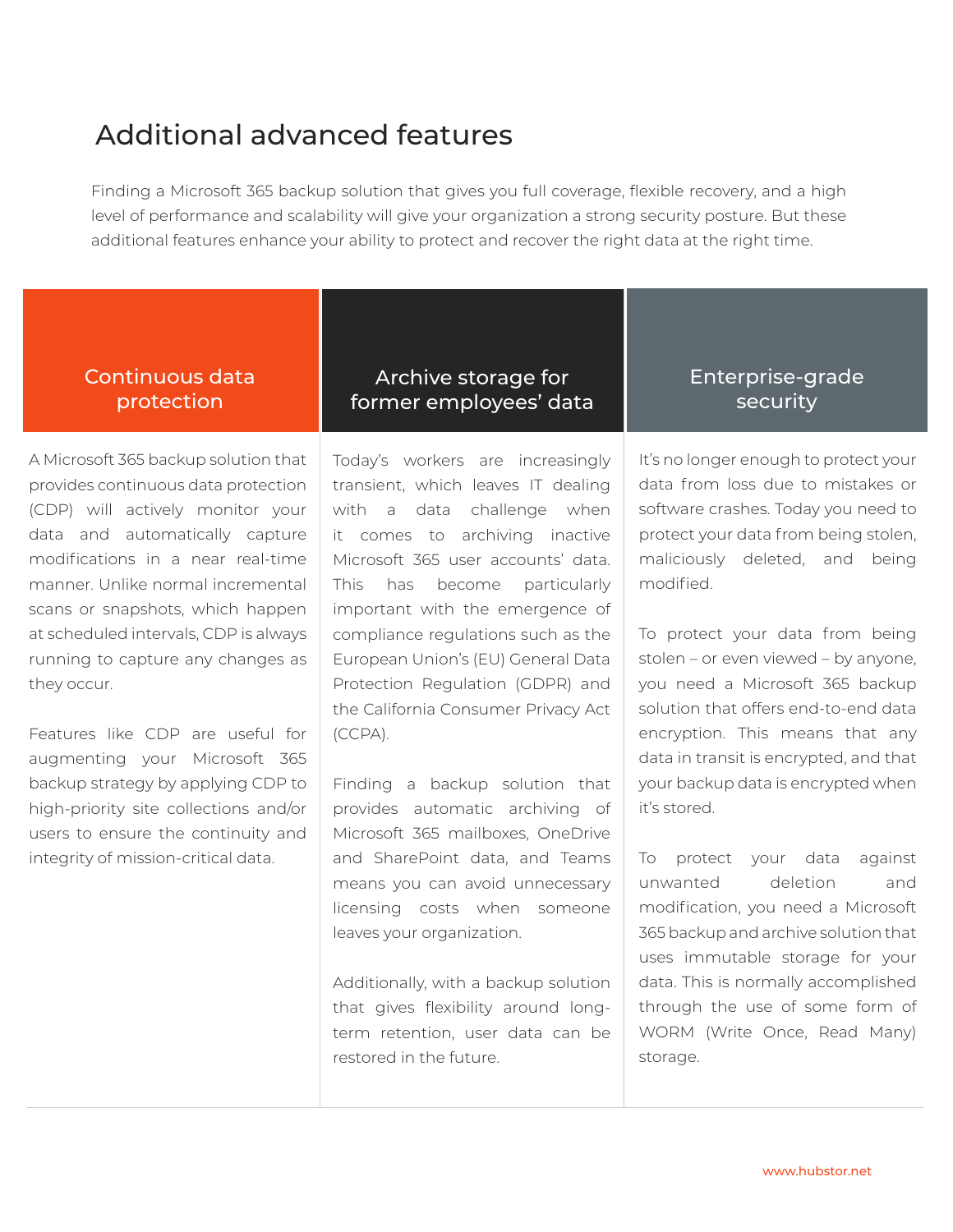# Additional advanced features

Finding a Microsoft 365 backup solution that gives you full coverage, flexible recovery, and a high level of performance and scalability will give your organization a strong security posture. But these additional features enhance your ability to protect and recover the right data at the right time.

## Continuous data protection

A Microsoft 365 backup solution that provides continuous data protection (CDP) will actively monitor your data and automatically capture modifications in a near real-time manner. Unlike normal incremental scans or snapshots, which happen at scheduled intervals, CDP is always running to capture any changes as they occur.

Features like CDP are useful for augmenting your Microsoft 365 backup strategy by applying CDP to high-priority site collections and/or users to ensure the continuity and integrity of mission-critical data.

## Archive storage for former employees' data

Today's workers are increasingly transient, which leaves IT dealing with a data challenge when it comes to archiving inactive Microsoft 365 user accounts' data. This has become particularly important with the emergence of compliance regulations such as the European Union's (EU) General Data Protection Regulation (GDPR) and the California Consumer Privacy Act (CCPA).

Finding a backup solution that provides automatic archiving of Microsoft 365 mailboxes, OneDrive and SharePoint data, and Teams means you can avoid unnecessary licensing costs when someone leaves your organization.

Additionally, with a backup solution that gives flexibility around long-term retention, user data can be restored in the future.

## Enterprise-grade security

It's no longer enough to protect your data from loss due to mistakes or software crashes. Today you need to protect your data from being stolen, maliciously deleted, and being modified.

To protect your data from being stolen – or even viewed – by anyone, you need a Microsoft 365 backup solution that offers end-to-end data encryption. This means that any data in transit is encrypted, and that your backup data is encrypted when it's stored.

To protect your data against unwanted deletion and modification, you need a Microsoft 365 backup and archive solution that uses immutable storage for your data. This is normally accomplished through the use of some form of WORM (Write Once, Read Many) storage.

www.hubstor.net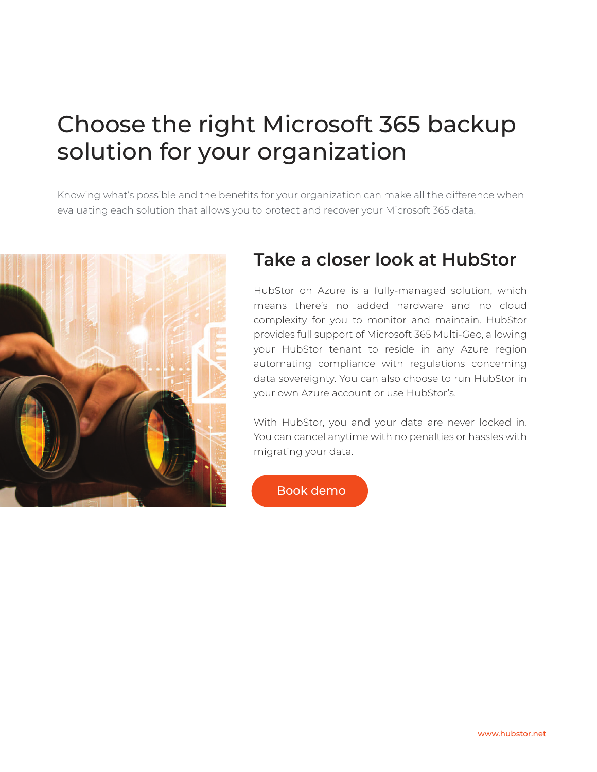# Choose the right Microsoft 365 backup solution for your organization

Knowing what's possible and the benefits for your organization can make all the difference when evaluating each solution that allows you to protect and recover your Microsoft 365 data.

## Take a closer look at HubStor

HubStor on Azure is a fully-managed solution, which means there's no added hardware and no cloud complexity for you to monitor and maintain. HubStor provides full support of Microsoft 365 Multi-Geo, allowing your HubStor tenant to reside in any Azure region automating compliance with regulations concerning data sovereignty. You can also choose to run HubStor in your own Azure account or use HubStor's.

With HubStor, you and your data are never locked in. You can cancel anytime with no penalties or hassles with migrating your data.

Book demo

www.hubstor.net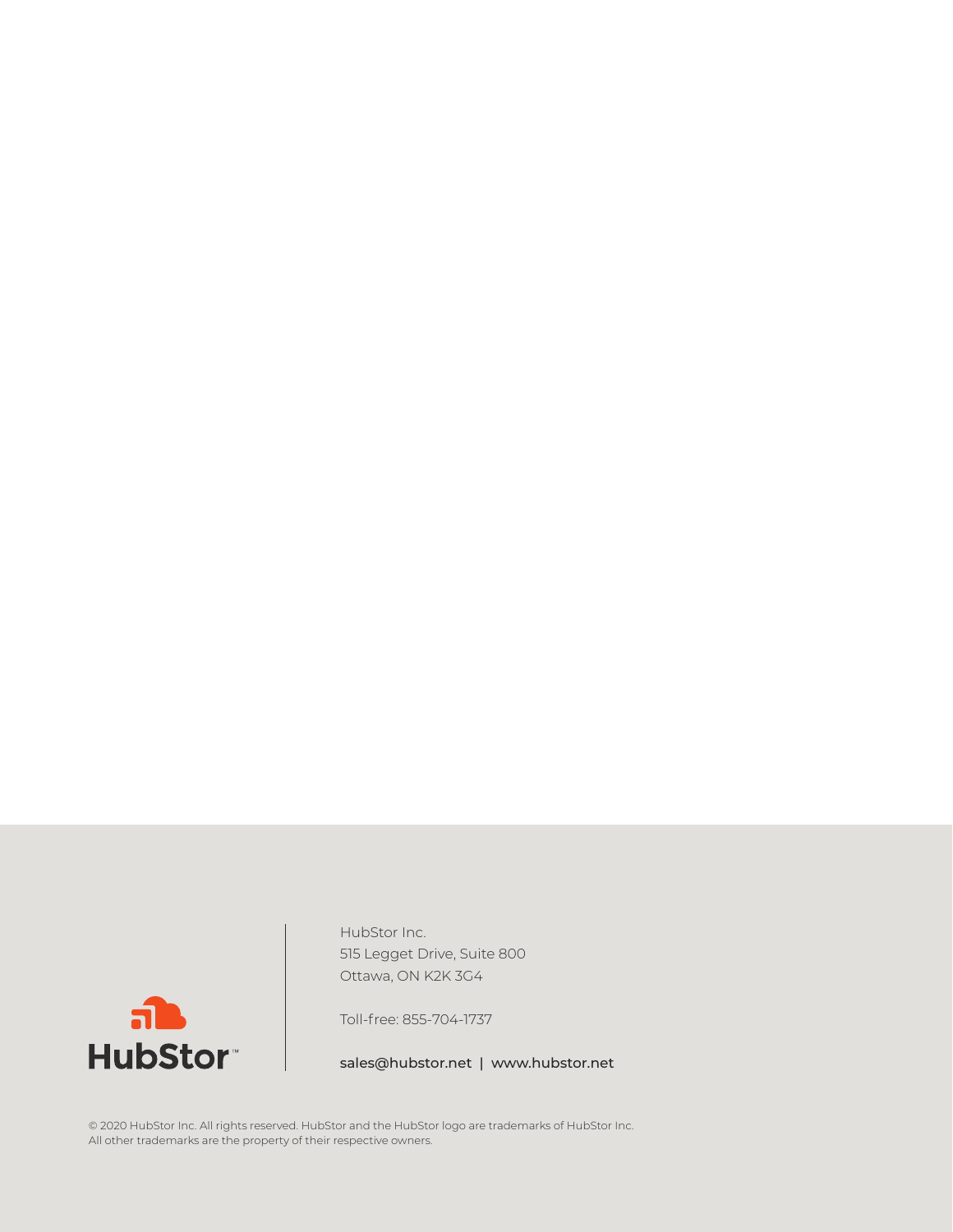HubStor™

HubStor Inc.
515 Legget Drive, Suite 800
Ottawa, ON K2K 3G4

Toll-free: 855-704-1737

sales@hubstor.net | www.hubstor.net

© 2020 HubStor Inc. All rights reserved. HubStor and the HubStor logo are trademarks of HubStor Inc.
All other trademarks are the property of their respective owners.